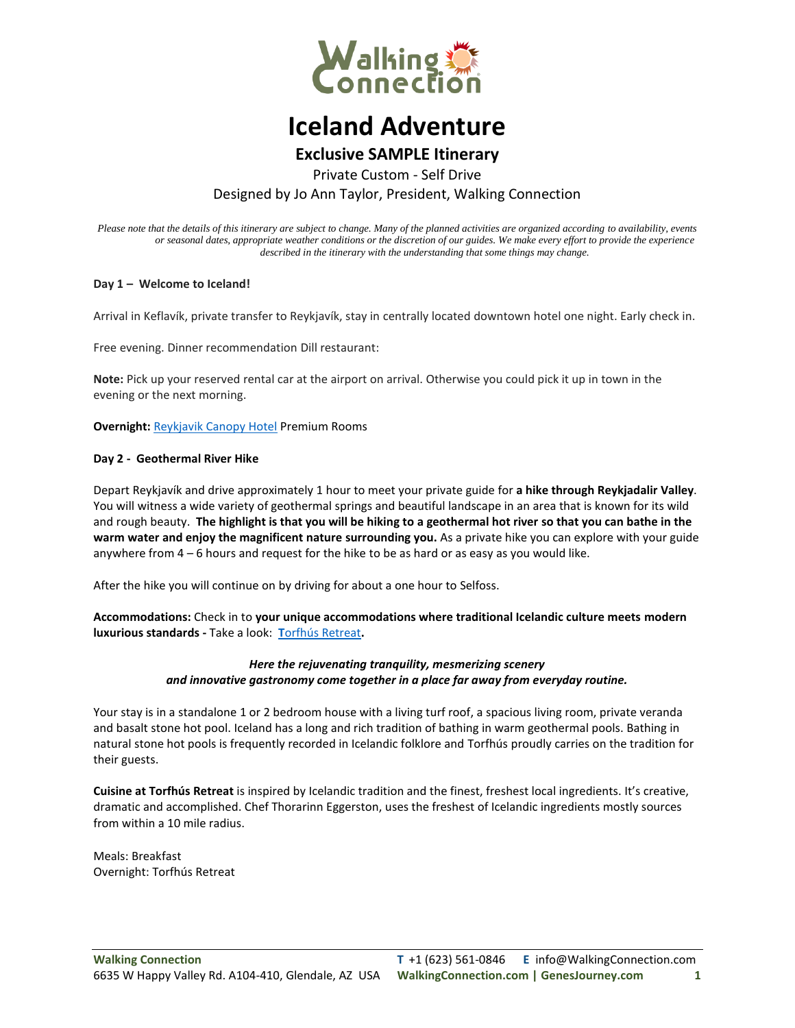# Iceland Adventure

## Exclusive SAMPLE Itinerary

Private Custom - Self Drive

Designed by Jo Ann Taylor, President, Walking Connection

*Please note that the details of this itinerary are subject to change. Many of the planned activities are organized according to availability, events or seasonal dates, appropriate weather conditions or the discretion of our guides. We make every effort to provide the experience described in the itinerary with the understanding that some things may change.*

**Day 1 – Welcome to Iceland!**

Arrival in Keflavík, private transfer to Reykjavík, stay in centrally located downtown hotel one night. Early check in.

Free evening. Dinner recommendation Dill restaurant:

**Note:** Pick up your reserved rental car at the airport on arrival. Otherwise you could pick it up in town in the evening or the next morning.

**Overnight:** Reykjavik Canopy Hotel Premium Rooms

**Day 2 - Geothermal River Hike**

Depart Reykjavík and drive approximately 1 hour to meet your private guide for **a hike through Reykjadalir Valley**. You will witness a wide variety of geothermal springs and beautiful landscape in an area that is known for its wild and rough beauty. **The highlight is that you will be hiking to a geothermal hot river so that you can bathe in the warm water and enjoy the magnificent nature surrounding you.** As a private hike you can explore with your guide anywhere from 4 – 6 hours and request for the hike to be as hard or as easy as you would like.

After the hike you will continue on by driving for about a one hour to Selfoss.

**Accommodations:** Check in to **your unique accommodations where traditional Icelandic culture meets modern luxurious standards -** Take a look: **Torfhús Retreat.**

***Here the rejuvenating tranquility, mesmerizing scenery and innovative gastronomy come together in a place far away from everyday routine.***

Your stay is in a standalone 1 or 2 bedroom house with a living turf roof, a spacious living room, private veranda and basalt stone hot pool. Iceland has a long and rich tradition of bathing in warm geothermal pools. Bathing in natural stone hot pools is frequently recorded in Icelandic folklore and Torfhús proudly carries on the tradition for their guests.

**Cuisine at Torfhús Retreat** is inspired by Icelandic tradition and the finest, freshest local ingredients. It's creative, dramatic and accomplished. Chef Thorarinn Eggerston, uses the freshest of Icelandic ingredients mostly sources from within a 10 mile radius.

Meals: Breakfast
Overnight: Torfhús Retreat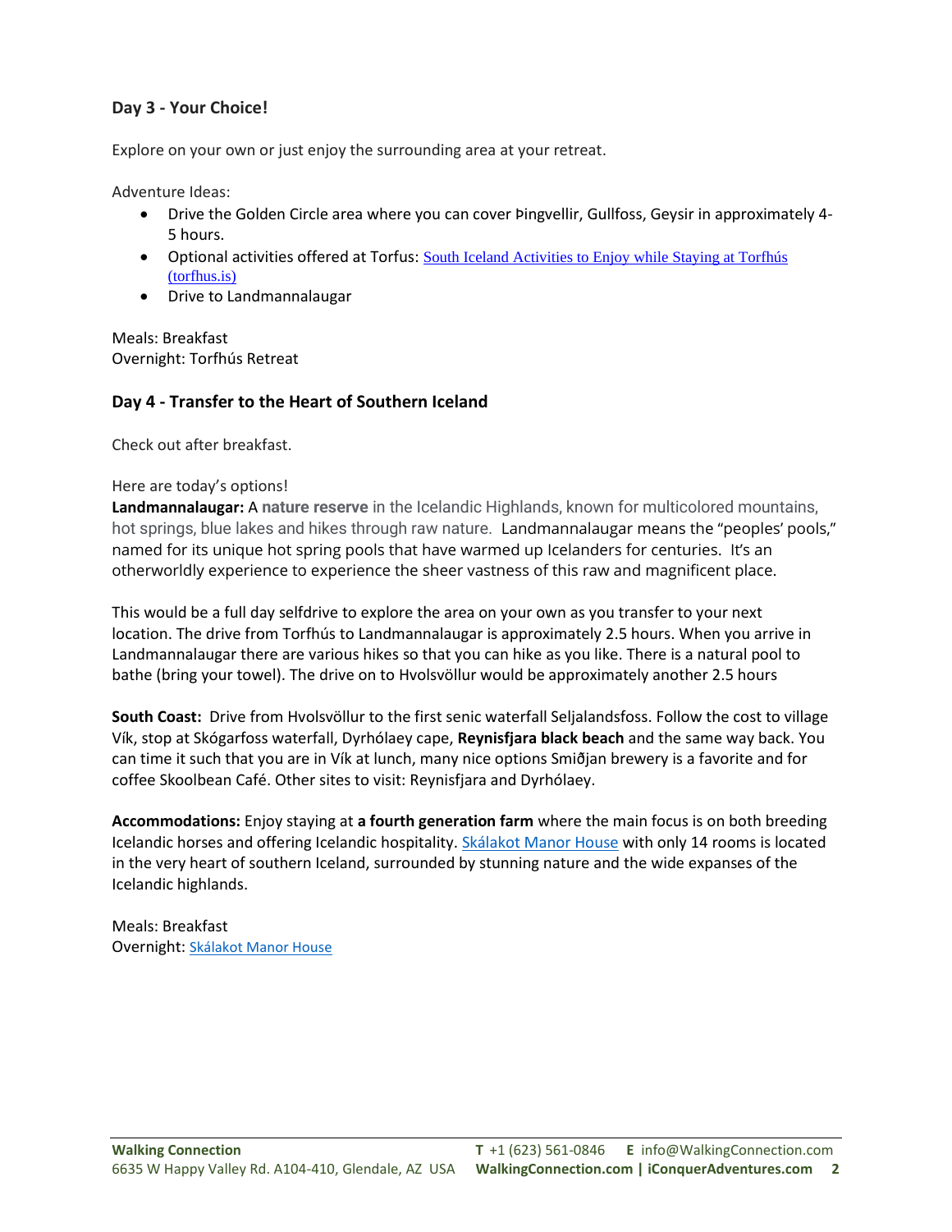### Day 3 - Your Choice!

Explore on your own or just enjoy the surrounding area at your retreat.

Adventure Ideas:

- Drive the Golden Circle area where you can cover Þingvellir, Gullfoss, Geysir in approximately 4-5 hours.
- Optional activities offered at Torfus: [South Iceland Activities to Enjoy while Staying at Torfhús (torfhus.is)]
- Drive to Landmannalaugar

Meals: Breakfast
Overnight: Torfhús Retreat

### Day 4 - Transfer to the Heart of Southern Iceland

Check out after breakfast.

Here are today's options!
**Landmannalaugar:** A **nature reserve** in the Icelandic Highlands, known for multicolored mountains, hot springs, blue lakes and hikes through raw nature. Landmannalaugar means the "peoples' pools," named for its unique hot spring pools that have warmed up Icelanders for centuries. It's an otherworldly experience to experience the sheer vastness of this raw and magnificent place.

This would be a full day selfdrive to explore the area on your own as you transfer to your next location. The drive from Torfhús to Landmannalaugar is approximately 2.5 hours. When you arrive in Landmannalaugar there are various hikes so that you can hike as you like. There is a natural pool to bathe (bring your towel). The drive on to Hvolsvöllur would be approximately another 2.5 hours

**South Coast:** Drive from Hvolsvöllur to the first senic waterfall Seljalandsfoss. Follow the cost to village Vík, stop at Skógarfoss waterfall, Dyrhólaey cape, **Reynisfjara black beach** and the same way back. You can time it such that you are in Vík at lunch, many nice options Smiðjan brewery is a favorite and for coffee Skoolbean Café. Other sites to visit: Reynisfjara and Dyrhólaey.

**Accommodations:** Enjoy staying at **a fourth generation farm** where the main focus is on both breeding Icelandic horses and offering Icelandic hospitality. Skálakot Manor House with only 14 rooms is located in the very heart of southern Iceland, surrounded by stunning nature and the wide expanses of the Icelandic highlands.

Meals: Breakfast
Overnight: Skálakot Manor House

**Walking Connection**
6635 W Happy Valley Rd. A104-410, Glendale, AZ USA
**T** +1 (623) 561-0846 **E** info@WalkingConnection.com
**WalkingConnection.com | iConquerAdventures.com**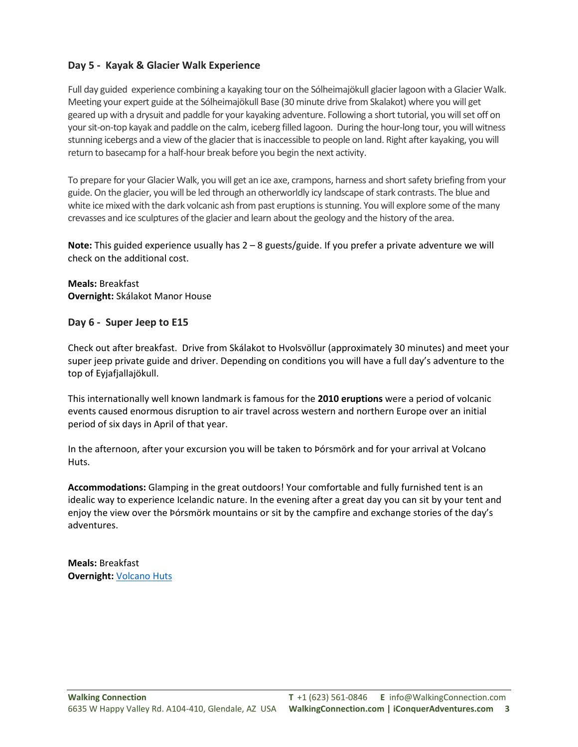### Day 5 - Kayak & Glacier Walk Experience

Full day guided experience combining a kayaking tour on the Sólheimajökull glacier lagoon with a Glacier Walk. Meeting your expert guide at the Sólheimajökull Base (30 minute drive from Skalakot) where you will get geared up with a drysuit and paddle for your kayaking adventure. Following a short tutorial, you will set off on your sit-on-top kayak and paddle on the calm, iceberg filled lagoon. During the hour-long tour, you will witness stunning icebergs and a view of the glacier that is inaccessible to people on land. Right after kayaking, you will return to basecamp for a half-hour break before you begin the next activity.

To prepare for your Glacier Walk, you will get an ice axe, crampons, harness and short safety briefing from your guide. On the glacier, you will be led through an otherworldly icy landscape of stark contrasts. The blue and white ice mixed with the dark volcanic ash from past eruptions is stunning. You will explore some of the many crevasses and ice sculptures of the glacier and learn about the geology and the history of the area.

**Note:** This guided experience usually has 2 – 8 guests/guide. If you prefer a private adventure we will check on the additional cost.

**Meals:** Breakfast
**Overnight:** Skálakot Manor House

### Day 6 - Super Jeep to E15

Check out after breakfast. Drive from Skálakot to Hvolsvöllur (approximately 30 minutes) and meet your super jeep private guide and driver. Depending on conditions you will have a full day's adventure to the top of Eyjafjallajökull.

This internationally well known landmark is famous for the **2010 eruptions** were a period of volcanic events caused enormous disruption to air travel across western and northern Europe over an initial period of six days in April of that year.

In the afternoon, after your excursion you will be taken to Þórsmörk and for your arrival at Volcano Huts.

**Accommodations:** Glamping in the great outdoors! Your comfortable and fully furnished tent is an idealic way to experience Icelandic nature. In the evening after a great day you can sit by your tent and enjoy the view over the Þórsmörk mountains or sit by the campfire and exchange stories of the day's adventures.

**Meals:** Breakfast
**Overnight:** Volcano Huts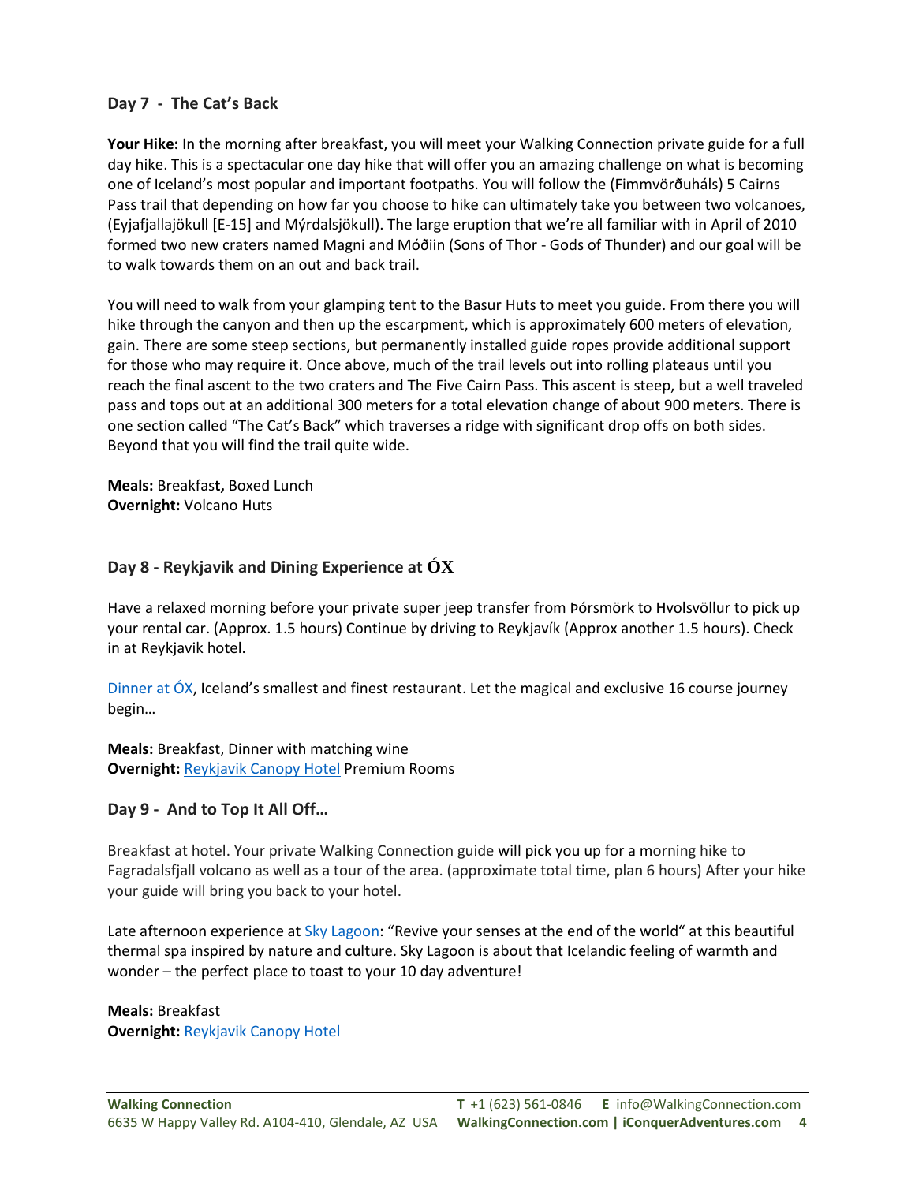### Day 7 - The Cat's Back

**Your Hike:** In the morning after breakfast, you will meet your Walking Connection private guide for a full day hike. This is a spectacular one day hike that will offer you an amazing challenge on what is becoming one of Iceland's most popular and important footpaths. You will follow the (Fimmvörðuháls) 5 Cairns Pass trail that depending on how far you choose to hike can ultimately take you between two volcanoes, (Eyjafjallajökull [E-15] and Mýrdalsjökull). The large eruption that we're all familiar with in April of 2010 formed two new craters named Magni and Móðiin (Sons of Thor - Gods of Thunder) and our goal will be to walk towards them on an out and back trail.

You will need to walk from your glamping tent to the Basur Huts to meet you guide. From there you will hike through the canyon and then up the escarpment, which is approximately 600 meters of elevation, gain. There are some steep sections, but permanently installed guide ropes provide additional support for those who may require it. Once above, much of the trail levels out into rolling plateaus until you reach the final ascent to the two craters and The Five Cairn Pass. This ascent is steep, but a well traveled pass and tops out at an additional 300 meters for a total elevation change of about 900 meters. There is one section called "The Cat's Back" which traverses a ridge with significant drop offs on both sides. Beyond that you will find the trail quite wide.

**Meals:** Breakfast, Boxed Lunch
**Overnight:** Volcano Huts

### Day 8 - Reykjavik and Dining Experience at ÓX

Have a relaxed morning before your private super jeep transfer from Þórsmörk to Hvolsvöllur to pick up your rental car. (Approx. 1.5 hours) Continue by driving to Reykjavík (Approx another 1.5 hours). Check in at Reykjavik hotel.

Dinner at ÓX, Iceland's smallest and finest restaurant. Let the magical and exclusive 16 course journey begin…

**Meals:** Breakfast, Dinner with matching wine
**Overnight:** Reykjavik Canopy Hotel Premium Rooms

### Day 9 - And to Top It All Off…

Breakfast at hotel. Your private Walking Connection guide will pick you up for a morning hike to Fagradalsfjall volcano as well as a tour of the area. (approximate total time, plan 6 hours) After your hike your guide will bring you back to your hotel.

Late afternoon experience at Sky Lagoon: "Revive your senses at the end of the world" at this beautiful thermal spa inspired by nature and culture. Sky Lagoon is about that Icelandic feeling of warmth and wonder – the perfect place to toast to your 10 day adventure!

**Meals:** Breakfast
**Overnight:** Reykjavik Canopy Hotel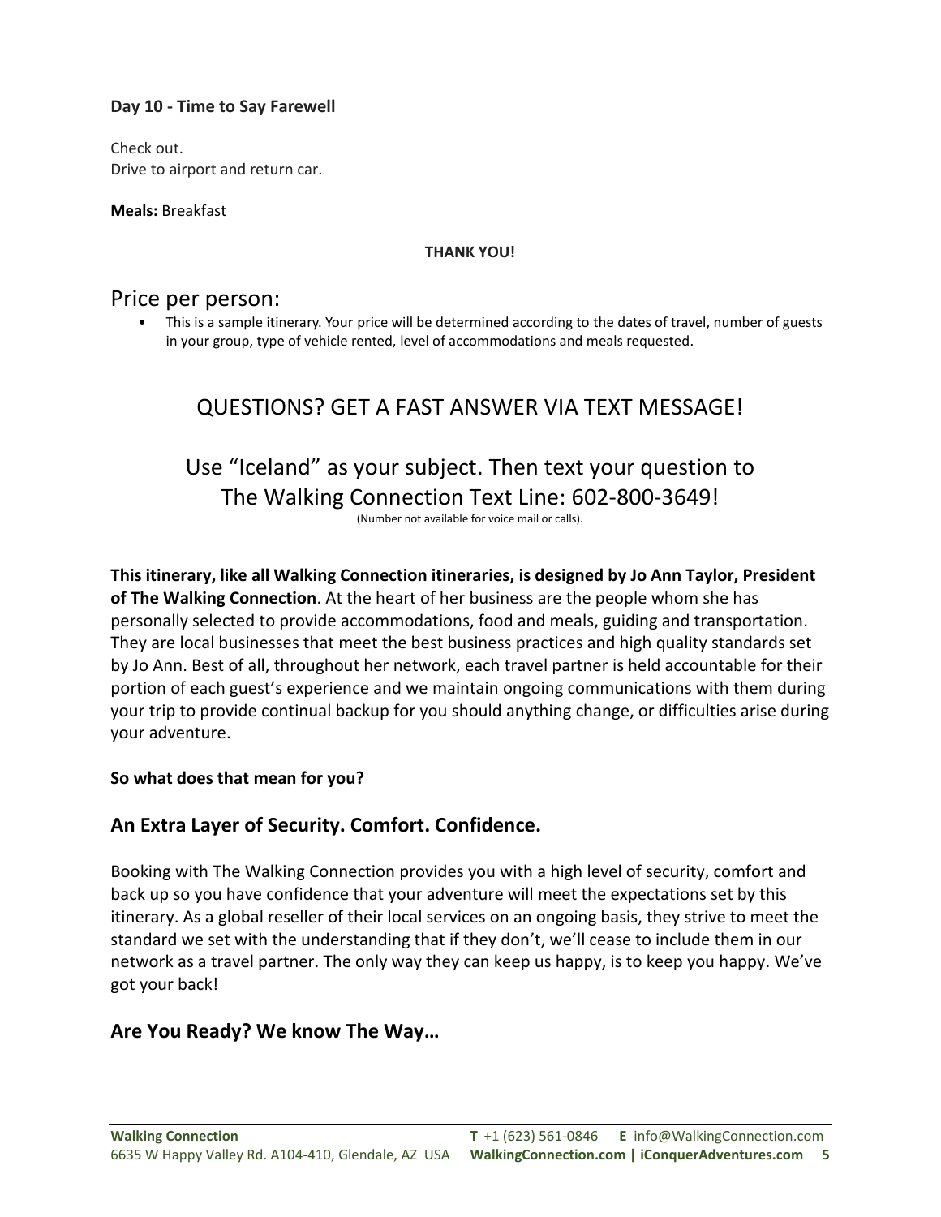**Day 10 - Time to Say Farewell**

Check out.
Drive to airport and return car.

**Meals:** Breakfast

**THANK YOU!**

## Price per person:

- This is a sample itinerary. Your price will be determined according to the dates of travel, number of guests in your group, type of vehicle rented, level of accommodations and meals requested.

## QUESTIONS? GET A FAST ANSWER VIA TEXT MESSAGE!

## Use "Iceland" as your subject. Then text your question to The Walking Connection Text Line: 602-800-3649!

(Number not available for voice mail or calls).

**This itinerary, like all Walking Connection itineraries, is designed by Jo Ann Taylor, President of The Walking Connection**. At the heart of her business are the people whom she has personally selected to provide accommodations, food and meals, guiding and transportation. They are local businesses that meet the best business practices and high quality standards set by Jo Ann. Best of all, throughout her network, each travel partner is held accountable for their portion of each guest's experience and we maintain ongoing communications with them during your trip to provide continual backup for you should anything change, or difficulties arise during your adventure.

**So what does that mean for you?**

### An Extra Layer of Security. Comfort. Confidence.

Booking with The Walking Connection provides you with a high level of security, comfort and back up so you have confidence that your adventure will meet the expectations set by this itinerary. As a global reseller of their local services on an ongoing basis, they strive to meet the standard we set with the understanding that if they don't, we'll cease to include them in our network as a travel partner. The only way they can keep us happy, is to keep you happy. We've got your back!

### Are You Ready? We know The Way…